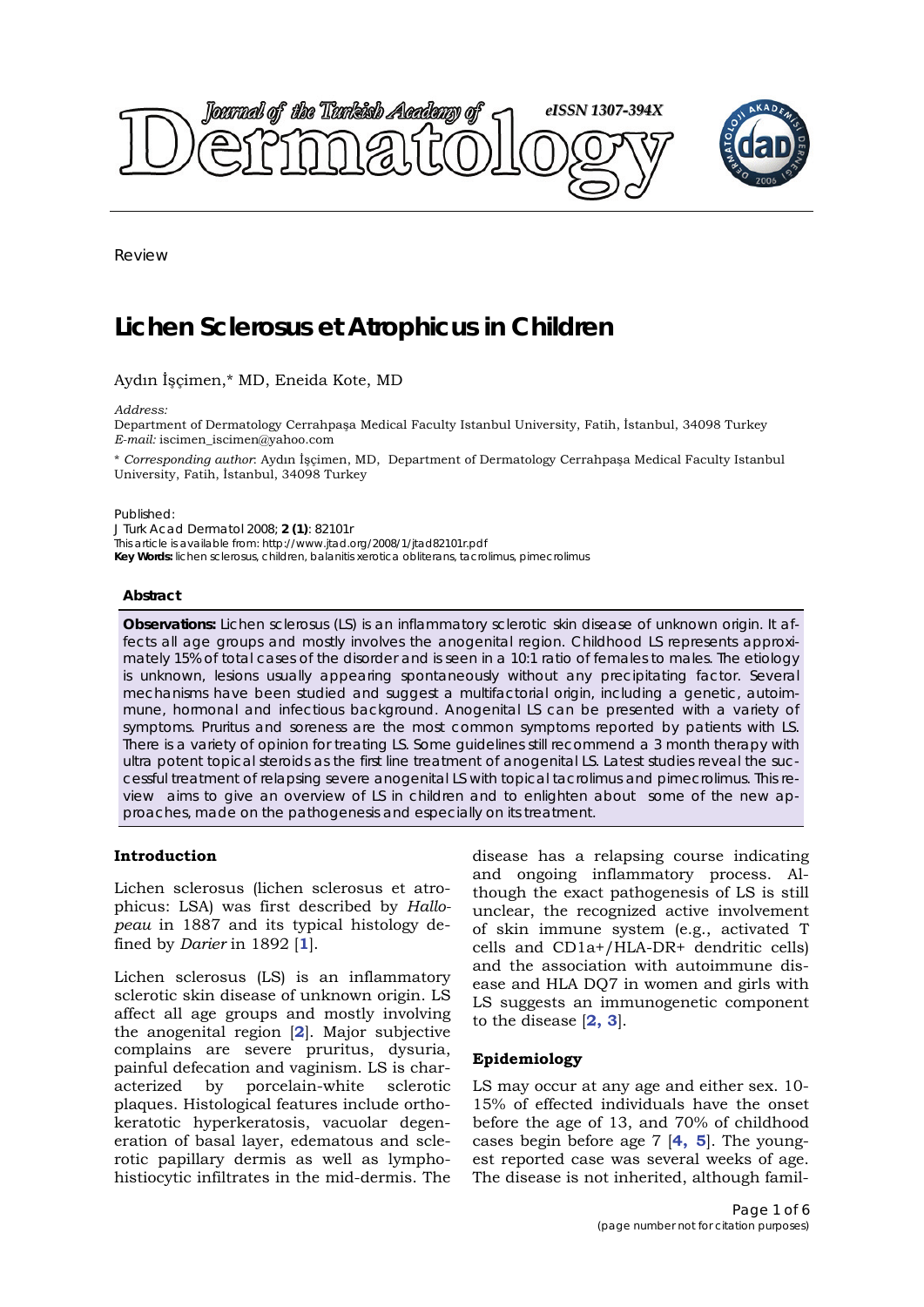Review

# Lichen Sclerosus et Atrophicus in Children

Aydın İşçimen,* MD, Eneida Kote, MD

*Address:*
Department of Dermatology Cerrahpaşa Medical Faculty Istanbul University, Fatih, İstanbul, 34098 Turkey
*E-mail:* iscimen_iscimen@yahoo.com

* *Corresponding author*: Aydın İşçimen, MD, Department of Dermatology Cerrahpaşa Medical Faculty Istanbul University, Fatih, İstanbul, 34098 Turkey

Published:
J Turk Acad Dermatol 2008; **2 (1)**: 82101r
This article is available from: http://www.jtad.org/2008/1/jtad82101r.pdf
**Key Words:** lichen sclerosus, children, balanitis xerotica obliterans, tacrolimus, pimecrolimus

**Abstract**

**Observations:** Lichen sclerosus (LS) is an inflammatory sclerotic skin disease of unknown origin. It affects all age groups and mostly involves the anogenital region. Childhood LS represents approximately 15% of total cases of the disorder and is seen in a 10:1 ratio of females to males. The etiology is unknown, lesions usually appearing spontaneously without any precipitating factor. Several mechanisms have been studied and suggest a multifactorial origin, including a genetic, autoimmune, hormonal and infectious background. Anogenital LS can be presented with a variety of symptoms. Pruritus and soreness are the most common symptoms reported by patients with LS. There is a variety of opinion for treating LS. Some guidelines still recommend a 3 month therapy with ultra potent topical steroids as the first line treatment of anogenital LS. Latest studies reveal the successful treatment of relapsing severe anogenital LS with topical tacrolimus and pimecrolimus. This review aims to give an overview of LS in children and to enlighten about some of the new approaches, made on the pathogenesis and especially on its treatment.

## Introduction

Lichen sclerosus (lichen sclerosus et atrophicus: LSA) was first described by *Hallopeau* in 1887 and its typical histology defined by *Darier* in 1892 [1].

Lichen sclerosus (LS) is an inflammatory sclerotic skin disease of unknown origin. LS affect all age groups and mostly involving the anogenital region [2]. Major subjective complains are severe pruritus, dysuria, painful defecation and vaginism. LS is characterized by porcelain-white sclerotic plaques. Histological features include orthokeratotic hyperkeratosis, vacuolar degeneration of basal layer, edematous and sclerotic papillary dermis as well as lymphohistiocytic infiltrates in the mid-dermis. The disease has a relapsing course indicating and ongoing inflammatory process. Although the exact pathogenesis of LS is still unclear, the recognized active involvement of skin immune system (e.g., activated T cells and CD1a+/HLA-DR+ dendritic cells) and the association with autoimmune disease and HLA DQ7 in women and girls with LS suggests an immunogenetic component to the disease [2, 3].

## Epidemiology

LS may occur at any age and either sex. 10-15% of effected individuals have the onset before the age of 13, and 70% of childhood cases begin before age 7 [4, 5]. The youngest reported case was several weeks of age. The disease is not inherited, although famil-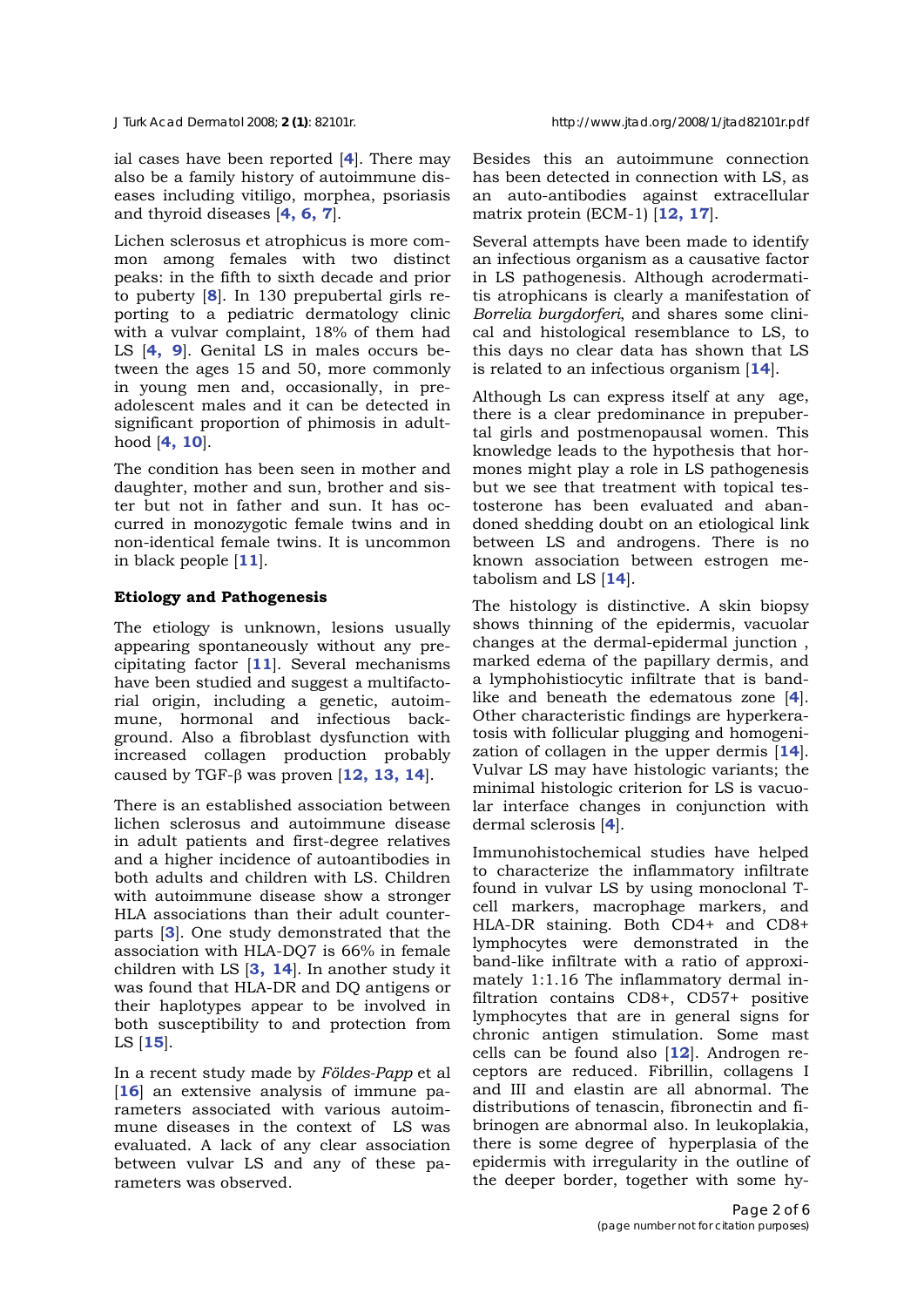ial cases have been reported [4]. There may also be a family history of autoimmune diseases including vitiligo, morphea, psoriasis and thyroid diseases [4, 6, 7].

Lichen sclerosus et atrophicus is more common among females with two distinct peaks: in the fifth to sixth decade and prior to puberty [8]. In 130 prepubertal girls reporting to a pediatric dermatology clinic with a vulvar complaint, 18% of them had LS [4, 9]. Genital LS in males occurs between the ages 15 and 50, more commonly in young men and, occasionally, in preadolescent males and it can be detected in significant proportion of phimosis in adulthood [4, 10].

The condition has been seen in mother and daughter, mother and sun, brother and sister but not in father and sun. It has occurred in monozygotic female twins and in non-identical female twins. It is uncommon in black people [11].

### Etiology and Pathogenesis

The etiology is unknown, lesions usually appearing spontaneously without any precipitating factor [11]. Several mechanisms have been studied and suggest a multifactorial origin, including a genetic, autoimmune, hormonal and infectious background. Also a fibroblast dysfunction with increased collagen production probably caused by TGF-β was proven [12, 13, 14].

There is an established association between lichen sclerosus and autoimmune disease in adult patients and first-degree relatives and a higher incidence of autoantibodies in both adults and children with LS. Children with autoimmune disease show a stronger HLA associations than their adult counterparts [3]. One study demonstrated that the association with HLA-DQ7 is 66% in female children with LS [3, 14]. In another study it was found that HLA-DR and DQ antigens or their haplotypes appear to be involved in both susceptibility to and protection from LS [15].

In a recent study made by *Földes-Papp* et al [16] an extensive analysis of immune parameters associated with various autoimmune diseases in the context of LS was evaluated. A lack of any clear association between vulvar LS and any of these parameters was observed.

Besides this an autoimmune connection has been detected in connection with LS, as an auto-antibodies against extracellular matrix protein (ECM-1) [12, 17].

Several attempts have been made to identify an infectious organism as a causative factor in LS pathogenesis. Although acrodermatitis atrophicans is clearly a manifestation of *Borrelia burgdorferi*, and shares some clinical and histological resemblance to LS, to this days no clear data has shown that LS is related to an infectious organism [14].

Although Ls can express itself at any age, there is a clear predominance in prepubertal girls and postmenopausal women. This knowledge leads to the hypothesis that hormones might play a role in LS pathogenesis but we see that treatment with topical testosterone has been evaluated and abandoned shedding doubt on an etiological link between LS and androgens. There is no known association between estrogen metabolism and LS [14].

The histology is distinctive. A skin biopsy shows thinning of the epidermis, vacuolar changes at the dermal-epidermal junction , marked edema of the papillary dermis, and a lymphohistiocytic infiltrate that is band-like and beneath the edematous zone [4]. Other characteristic findings are hyperkeratosis with follicular plugging and homogenization of collagen in the upper dermis [14]. Vulvar LS may have histologic variants; the minimal histologic criterion for LS is vacuolar interface changes in conjunction with dermal sclerosis [4].

Immunohistochemical studies have helped to characterize the inflammatory infiltrate found in vulvar LS by using monoclonal T-cell markers, macrophage markers, and HLA-DR staining. Both CD4+ and CD8+ lymphocytes were demonstrated in the band-like infiltrate with a ratio of approximately 1:1.16 The inflammatory dermal infiltration contains CD8+, CD57+ positive lymphocytes that are in general signs for chronic antigen stimulation. Some mast cells can be found also [12]. Androgen receptors are reduced. Fibrillin, collagens I and III and elastin are all abnormal. The distributions of tenascin, fibronectin and fibrinogen are abnormal also. In leukoplakia, there is some degree of hyperplasia of the epidermis with irregularity in the outline of the deeper border, together with some hy-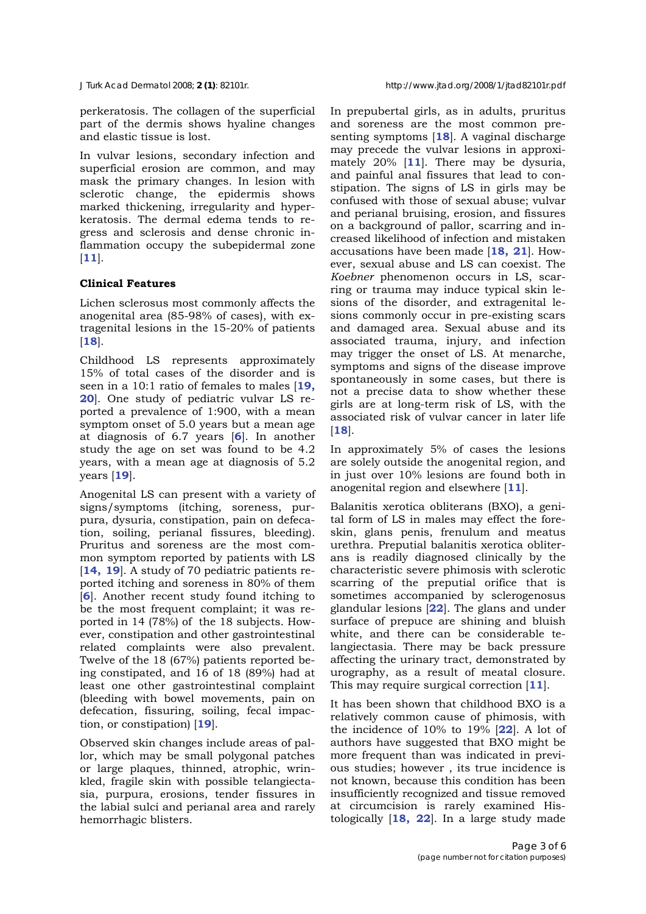perkeratosis. The collagen of the superficial part of the dermis shows hyaline changes and elastic tissue is lost.

In vulvar lesions, secondary infection and superficial erosion are common, and may mask the primary changes. In lesion with sclerotic change, the epidermis shows marked thickening, irregularity and hyperkeratosis. The dermal edema tends to regress and sclerosis and dense chronic inflammation occupy the subepidermal zone [11].

**Clinical Features**

Lichen sclerosus most commonly affects the anogenital area (85-98% of cases), with extragenital lesions in the 15-20% of patients [18].

Childhood LS represents approximately 15% of total cases of the disorder and is seen in a 10:1 ratio of females to males [19, 20]. One study of pediatric vulvar LS reported a prevalence of 1:900, with a mean symptom onset of 5.0 years but a mean age at diagnosis of 6.7 years [6]. In another study the age on set was found to be 4.2 years, with a mean age at diagnosis of 5.2 years [19].

Anogenital LS can present with a variety of signs/symptoms (itching, soreness, purpura, dysuria, constipation, pain on defecation, soiling, perianal fissures, bleeding). Pruritus and soreness are the most common symptom reported by patients with LS [14, 19]. A study of 70 pediatric patients reported itching and soreness in 80% of them [6]. Another recent study found itching to be the most frequent complaint; it was reported in 14 (78%) of the 18 subjects. However, constipation and other gastrointestinal related complaints were also prevalent. Twelve of the 18 (67%) patients reported being constipated, and 16 of 18 (89%) had at least one other gastrointestinal complaint (bleeding with bowel movements, pain on defecation, fissuring, soiling, fecal impaction, or constipation) [19].

Observed skin changes include areas of pallor, which may be small polygonal patches or large plaques, thinned, atrophic, wrinkled, fragile skin with possible telangiectasia, purpura, erosions, tender fissures in the labial sulci and perianal area and rarely hemorrhagic blisters.

In prepubertal girls, as in adults, pruritus and soreness are the most common presenting symptoms [18]. A vaginal discharge may precede the vulvar lesions in approximately 20% [11]. There may be dysuria, and painful anal fissures that lead to constipation. The signs of LS in girls may be confused with those of sexual abuse; vulvar and perianal bruising, erosion, and fissures on a background of pallor, scarring and increased likelihood of infection and mistaken accusations have been made [18, 21]. However, sexual abuse and LS can coexist. The *Koebner* phenomenon occurs in LS, scarring or trauma may induce typical skin lesions of the disorder, and extragenital lesions commonly occur in pre-existing scars and damaged area. Sexual abuse and its associated trauma, injury, and infection may trigger the onset of LS. At menarche, symptoms and signs of the disease improve spontaneously in some cases, but there is not a precise data to show whether these girls are at long-term risk of LS, with the associated risk of vulvar cancer in later life [18].

In approximately 5% of cases the lesions are solely outside the anogenital region, and in just over 10% lesions are found both in anogenital region and elsewhere [11].

Balanitis xerotica obliterans (BXO), a genital form of LS in males may effect the foreskin, glans penis, frenulum and meatus urethra. Preputial balanitis xerotica obliterans is readily diagnosed clinically by the characteristic severe phimosis with sclerotic scarring of the preputial orifice that is sometimes accompanied by sclerogenosus glandular lesions [22]. The glans and under surface of prepuce are shining and bluish white, and there can be considerable telangiectasia. There may be back pressure affecting the urinary tract, demonstrated by urography, as a result of meatal closure. This may require surgical correction [11].

It has been shown that childhood BXO is a relatively common cause of phimosis, with the incidence of 10% to 19% [22]. A lot of authors have suggested that BXO might be more frequent than was indicated in previous studies; however , its true incidence is not known, because this condition has been insufficiently recognized and tissue removed at circumcision is rarely examined Histologically [18, 22]. In a large study made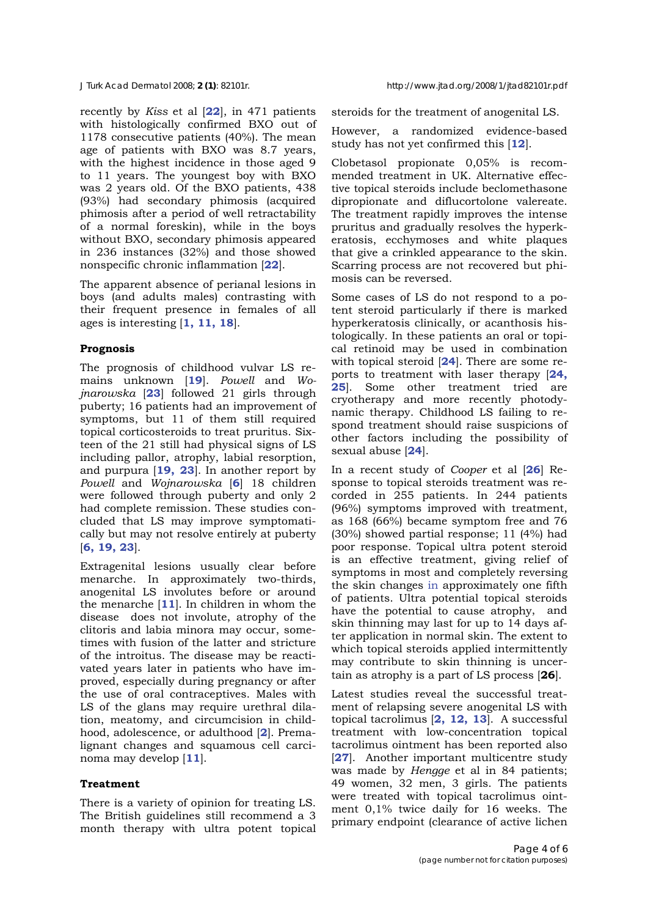recently by *Kiss* et al [**22**], in 471 patients with histologically confirmed BXO out of 1178 consecutive patients (40%). The mean age of patients with BXO was 8.7 years, with the highest incidence in those aged 9 to 11 years. The youngest boy with BXO was 2 years old. Of the BXO patients, 438 (93%) had secondary phimosis (acquired phimosis after a period of well retractability of a normal foreskin), while in the boys without BXO, secondary phimosis appeared in 236 instances (32%) and those showed nonspecific chronic inflammation [**22**].

The apparent absence of perianal lesions in boys (and adults males) contrasting with their frequent presence in females of all ages is interesting [**1, 11, 18**].

**Prognosis**

The prognosis of childhood vulvar LS remains unknown [**19**]. *Powell* and *Wojnarowska* [**23**] followed 21 girls through puberty; 16 patients had an improvement of symptoms, but 11 of them still required topical corticosteroids to treat pruritus. Sixteen of the 21 still had physical signs of LS including pallor, atrophy, labial resorption, and purpura [**19, 23**]. In another report by *Powell* and *Wojnarowska* [**6**] 18 children were followed through puberty and only 2 had complete remission. These studies concluded that LS may improve symptomatically but may not resolve entirely at puberty [**6, 19, 23**].

Extragenital lesions usually clear before menarche. In approximately two-thirds, anogenital LS involutes before or around the menarche [**11**]. In children in whom the disease does not involute, atrophy of the clitoris and labia minora may occur, sometimes with fusion of the latter and stricture of the introitus. The disease may be reactivated years later in patients who have improved, especially during pregnancy or after the use of oral contraceptives. Males with LS of the glans may require urethral dilation, meatomy, and circumcision in childhood, adolescence, or adulthood [**2**]. Premalignant changes and squamous cell carcinoma may develop [**11**].

**Treatment**

There is a variety of opinion for treating LS. The British guidelines still recommend a 3 month therapy with ultra potent topical steroids for the treatment of anogenital LS.

However, a randomized evidence-based study has not yet confirmed this [**12**].

Clobetasol propionate 0,05% is recommended treatment in UK. Alternative effective topical steroids include beclomethasone dipropionate and diflucortolone valereate. The treatment rapidly improves the intense pruritus and gradually resolves the hyperkeratosis, ecchymoses and white plaques that give a crinkled appearance to the skin. Scarring process are not recovered but phimosis can be reversed.

Some cases of LS do not respond to a potent steroid particularly if there is marked hyperkeratosis clinically, or acanthosis histologically. In these patients an oral or topical retinoid may be used in combination with topical steroid [**24**]. There are some reports to treatment with laser therapy [**24, 25**]. Some other treatment tried are cryotherapy and more recently photodynamic therapy. Childhood LS failing to respond treatment should raise suspicions of other factors including the possibility of sexual abuse [**24**].

In a recent study of *Cooper* et al [**26**] Response to topical steroids treatment was recorded in 255 patients. In 244 patients (96%) symptoms improved with treatment, as 168 (66%) became symptom free and 76 (30%) showed partial response; 11 (4%) had poor response. Topical ultra potent steroid is an effective treatment, giving relief of symptoms in most and completely reversing the skin changes in approximately one fifth of patients. Ultra potential topical steroids have the potential to cause atrophy, and skin thinning may last for up to 14 days after application in normal skin. The extent to which topical steroids applied intermittently may contribute to skin thinning is uncertain as atrophy is a part of LS process [**26**].

Latest studies reveal the successful treatment of relapsing severe anogenital LS with topical tacrolimus [**2, 12, 13**]. A successful treatment with low-concentration topical tacrolimus ointment has been reported also [**27**]. Another important multicentre study was made by *Hengge* et al in 84 patients; 49 women, 32 men, 3 girls. The patients were treated with topical tacrolimus ointment 0,1% twice daily for 16 weeks. The primary endpoint (clearance of active lichen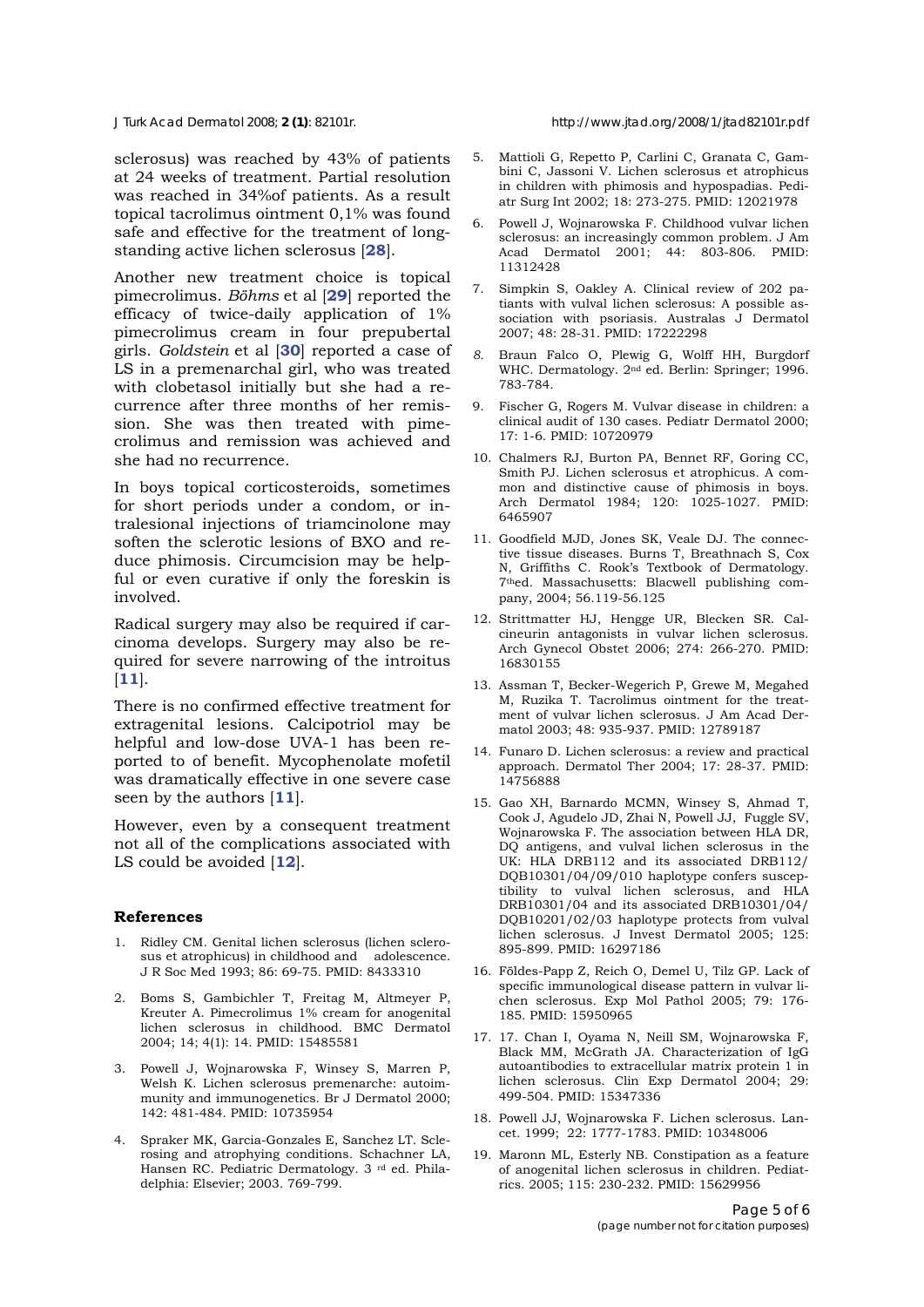sclerosus) was reached by 43% of patients at 24 weeks of treatment. Partial resolution was reached in 34%of patients. As a result topical tacrolimus ointment 0,1% was found safe and effective for the treatment of longstanding active lichen sclerosus [**28**].

Another new treatment choice is topical pimecrolimus. *Böhms* et al [**29**] reported the efficacy of twice-daily application of 1% pimecrolimus cream in four prepubertal girls. *Goldstein* et al [**30**] reported a case of LS in a premenarchal girl, who was treated with clobetasol initially but she had a recurrence after three months of her remission. She was then treated with pimecrolimus and remission was achieved and she had no recurrence.

In boys topical corticosteroids, sometimes for short periods under a condom, or intralesional injections of triamcinolone may soften the sclerotic lesions of BXO and reduce phimosis. Circumcision may be helpful or even curative if only the foreskin is involved.

Radical surgery may also be required if carcinoma develops. Surgery may also be required for severe narrowing of the introitus [**11**].

There is no confirmed effective treatment for extragenital lesions. Calcipotriol may be helpful and low-dose UVA-1 has been reported to of benefit. Mycophenolate mofetil was dramatically effective in one severe case seen by the authors [**11**].

However, even by a consequent treatment not all of the complications associated with LS could be avoided [**12**].

## References

1. Ridley CM. Genital lichen sclerosus (lichen sclerosus et atrophicus) in childhood and adolescence. J R Soc Med 1993; 86: 69-75. PMID: 8433310
2. Boms S, Gambichler T, Freitag M, Altmeyer P, Kreuter A. Pimecrolimus 1% cream for anogenital lichen sclerosus in childhood. BMC Dermatol 2004; 14; 4(1): 14. PMID: 15485581
3. Powell J, Wojnarowska F, Winsey S, Marren P, Welsh K. Lichen sclerosus premenarche: autoimmunity and immunogenetics. Br J Dermatol 2000; 142: 481-484. PMID: 10735954
4. Spraker MK, Garcia-Gonzales E, Sanchez LT. Sclerosing and atrophying conditions. Schachner LA, Hansen RC. Pediatric Dermatology. 3 rd ed. Philadelphia: Elsevier; 2003. 769-799.
5. Mattioli G, Repetto P, Carlini C, Granata C, Gambini C, Jassoni V. Lichen sclerosus et atrophicus in children with phimosis and hypospadias. Pediatr Surg Int 2002; 18: 273-275. PMID: 12021978
6. Powell J, Wojnarowska F. Childhood vulvar lichen sclerosus: an increasingly common problem. J Am Acad Dermatol 2001; 44: 803-806. PMID: 11312428
7. Simpkin S, Oakley A. Clinical review of 202 patiants with vulval lichen sclerosus: A possible association with psoriasis. Australas J Dermatol 2007; 48: 28-31. PMID: 17222298
8. Braun Falco O, Plewig G, Wolff HH, Burgdorf WHC. Dermatology. 2nd ed. Berlin: Springer; 1996. 783-784.
9. Fischer G, Rogers M. Vulvar disease in children: a clinical audit of 130 cases. Pediatr Dermatol 2000; 17: 1-6. PMID: 10720979
10. Chalmers RJ, Burton PA, Bennet RF, Goring CC, Smith PJ. Lichen sclerosus et atrophicus. A common and distinctive cause of phimosis in boys. Arch Dermatol 1984; 120: 1025-1027. PMID: 6465907
11. Goodfield MJD, Jones SK, Veale DJ. The connective tissue diseases. Burns T, Breathnach S, Cox N, Griffiths C. Rook's Textbook of Dermatology. 7thed. Massachusetts: Blacwell publishing company, 2004; 56.119-56.125
12. Strittmatter HJ, Hengge UR, Blecken SR. Calcineurin antagonists in vulvar lichen sclerosus. Arch Gynecol Obstet 2006; 274: 266-270. PMID: 16830155
13. Assman T, Becker-Wegerich P, Grewe M, Megahed M, Ruzika T. Tacrolimus ointment for the treatment of vulvar lichen sclerosus. J Am Acad Dermatol 2003; 48: 935-937. PMID: 12789187
14. Funaro D. Lichen sclerosus: a review and practical approach. Dermatol Ther 2004; 17: 28-37. PMID: 14756888
15. Gao XH, Barnardo MCMN, Winsey S, Ahmad T, Cook J, Agudelo JD, Zhai N, Powell JJ, Fuggle SV, Wojnarowska F. The association between HLA DR, DQ antigens, and vulval lichen sclerosus in the UK: HLA DRB112 and its associated DRB112/DQB10301/04/09/010 haplotype confers susceptibility to vulval lichen sclerosus, and HLA DRB10301/04 and its associated DRB10301/04/DQB10201/02/03 haplotype protects from vulval lichen sclerosus. J Invest Dermatol 2005; 125: 895-899. PMID: 16297186
16. Földes-Papp Z, Reich O, Demel U, Tilz GP. Lack of specific immunological disease pattern in vulvar lichen sclerosus. Exp Mol Pathol 2005; 79: 176-185. PMID: 15950965
17. 17. Chan I, Oyama N, Neill SM, Wojnarowska F, Black MM, McGrath JA. Characterization of IgG autoantibodies to extracellular matrix protein 1 in lichen sclerosus. Clin Exp Dermatol 2004; 29: 499-504. PMID: 15347336
18. Powell JJ, Wojnarowska F. Lichen sclerosus. Lancet. 1999; 22: 1777-1783. PMID: 10348006
19. Maronn ML, Esterly NB. Constipation as a feature of anogenital lichen sclerosus in children. Pediatrics. 2005; 115: 230-232. PMID: 15629956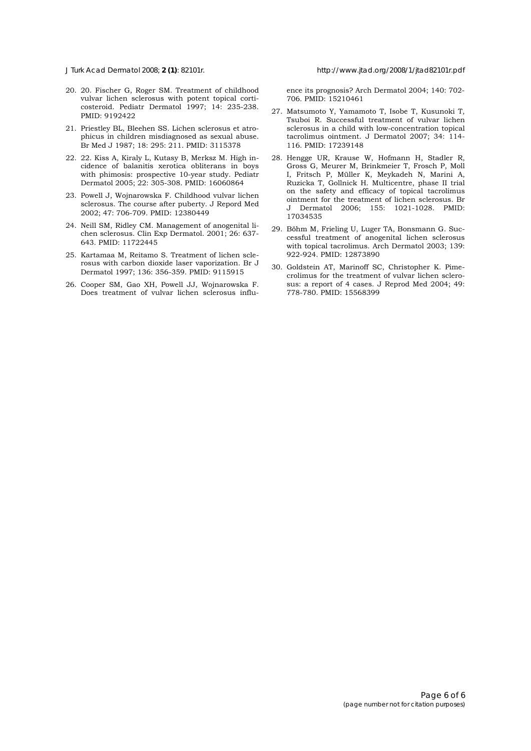20. 20. Fischer G, Roger SM. Treatment of childhood vulvar lichen sclerosus with potent topical corticosteroid. Pediatr Dermatol 1997; 14: 235-238. PMID: 9192422
21. Priestley BL, Bleehen SS. Lichen sclerosus et atrophicus in children misdiagnosed as sexual abuse. Br Med J 1987; 18: 295: 211. PMID: 3115378
22. 22. Kiss A, Kiraly L, Kutasy B, Merksz M. High incidence of balanitis xerotica obliterans in boys with phimosis: prospective 10-year study. Pediatr Dermatol 2005; 22: 305-308. PMID: 16060864
23. Powell J, Wojnarowska F. Childhood vulvar lichen sclerosus. The course after puberty. J Repord Med 2002; 47: 706-709. PMID: 12380449
24. Neill SM, Ridley CM. Management of anogenital lichen sclerosus. Clin Exp Dermatol. 2001; 26: 637-643. PMID: 11722445
25. Kartamaa M, Reitamo S. Treatment of lichen sclerosus with carbon dioxide laser vaporization. Br J Dermatol 1997; 136: 356-359. PMID: 9115915
26. Cooper SM, Gao XH, Powell JJ, Wojnarowska F. Does treatment of vulvar lichen sclerosus influence its prognosis? Arch Dermatol 2004; 140: 702-706. PMID: 15210461
27. Matsumoto Y, Yamamoto T, Isobe T, Kusunoki T, Tsuboi R. Successful treatment of vulvar lichen sclerosus in a child with low-concentration topical tacrolimus ointment. J Dermatol 2007; 34: 114-116. PMID: 17239148
28. Hengge UR, Krause W, Hofmann H, Stadler R, Gross G, Meurer M, Brinkmeier T, Frosch P, Moll I, Fritsch P, Müller K, Meykadeh N, Marini A, Ruzicka T, Gollnick H. Multicentre, phase II trial on the safety and efficacy of topical tacrolimus ointment for the treatment of lichen sclerosus. Br J Dermatol 2006; 155: 1021-1028. PMID: 17034535
29. Böhm M, Frieling U, Luger TA, Bonsmann G. Successful treatment of anogenital lichen sclerosus with topical tacrolimus. Arch Dermatol 2003; 139: 922-924. PMID: 12873890
30. Goldstein AT, Marinoff SC, Christopher K. Pimecrolimus for the treatment of vulvar lichen sclerosus: a report of 4 cases. J Reprod Med 2004; 49: 778-780. PMID: 15568399